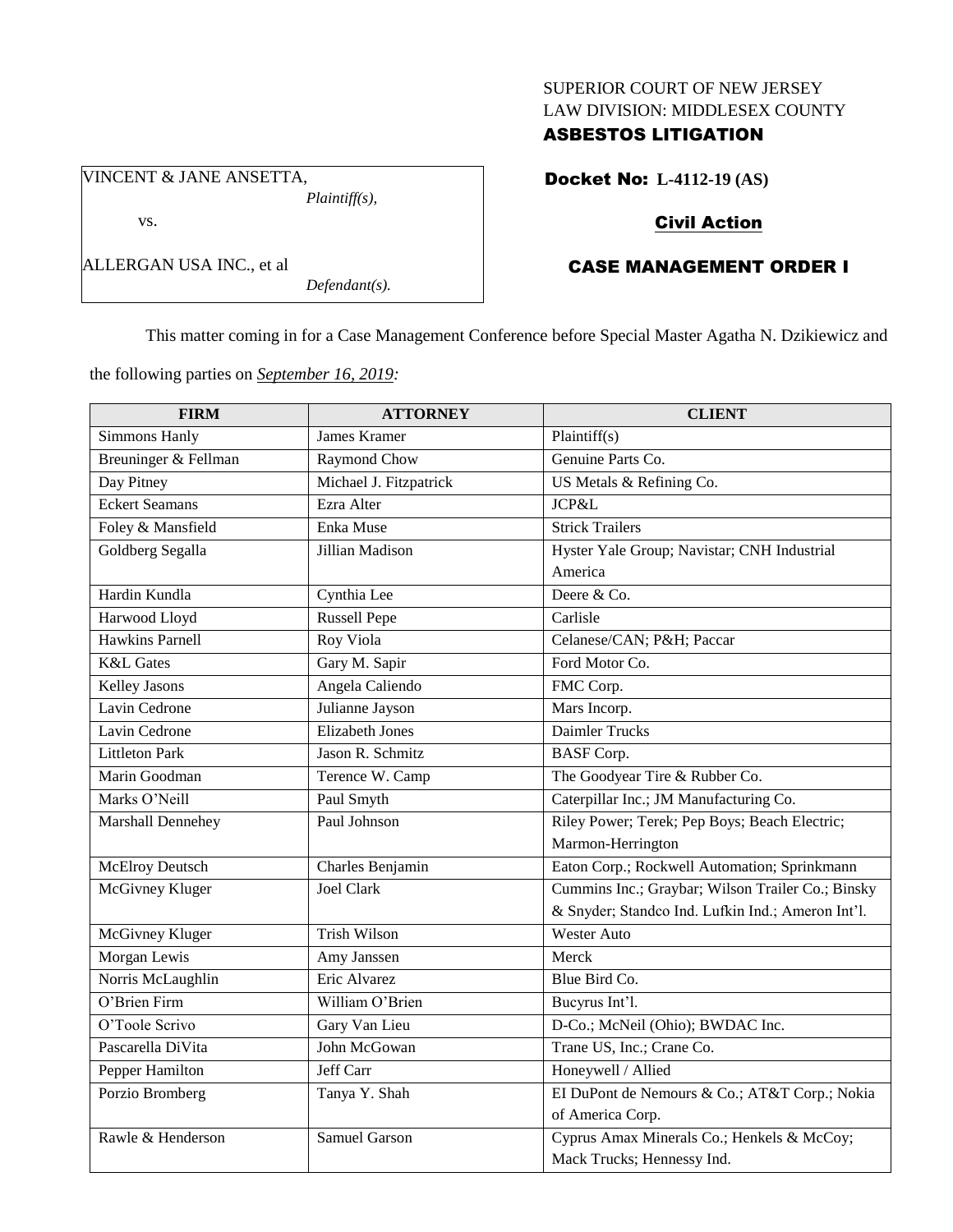SUPERIOR COURT OF NEW JERSEY
LAW DIVISION: MIDDLESEX COUNTY
**ASBESTOS LITIGATION**

VINCENT & JANE ANSETTA,
*Plaintiff(s),*

vs.

ALLERGAN USA INC., et al
*Defendant(s).*

**Docket No: L-4112-19 (AS)**

**Civil Action**

**CASE MANAGEMENT ORDER I**

This matter coming in for a Case Management Conference before Special Master Agatha N. Dzikiewicz and the following parties on *September 16, 2019:*

| FIRM | ATTORNEY | CLIENT |
|---|---|---|
| Simmons Hanly | James Kramer | Plaintiff(s) |
| Breuninger & Fellman | Raymond Chow | Genuine Parts Co. |
| Day Pitney | Michael J. Fitzpatrick | US Metals & Refining Co. |
| Eckert Seamans | Ezra Alter | JCP&L |
| Foley & Mansfield | Enka Muse | Strick Trailers |
| Goldberg Segalla | Jillian Madison | Hyster Yale Group; Navistar; CNH Industrial America |
| Hardin Kundla | Cynthia Lee | Deere & Co. |
| Harwood Lloyd | Russell Pepe | Carlisle |
| Hawkins Parnell | Roy Viola | Celanese/CAN; P&H; Paccar |
| K&L Gates | Gary M. Sapir | Ford Motor Co. |
| Kelley Jasons | Angela Caliendo | FMC Corp. |
| Lavin Cedrone | Julianne Jayson | Mars Incorp. |
| Lavin Cedrone | Elizabeth Jones | Daimler Trucks |
| Littleton Park | Jason R. Schmitz | BASF Corp. |
| Marin Goodman | Terence W. Camp | The Goodyear Tire & Rubber Co. |
| Marks O'Neill | Paul Smyth | Caterpillar Inc.; JM Manufacturing Co. |
| Marshall Dennehey | Paul Johnson | Riley Power; Terek; Pep Boys; Beach Electric; Marmon-Herrington |
| McElroy Deutsch | Charles Benjamin | Eaton Corp.; Rockwell Automation; Sprinkmann |
| McGivney Kluger | Joel Clark | Cummins Inc.; Graybar; Wilson Trailer Co.; Binsky & Snyder; Standco Ind. Lufkin Ind.; Ameron Int'l. |
| McGivney Kluger | Trish Wilson | Wester Auto |
| Morgan Lewis | Amy Janssen | Merck |
| Norris McLaughlin | Eric Alvarez | Blue Bird Co. |
| O'Brien Firm | William O'Brien | Bucyrus Int'l. |
| O'Toole Scrivo | Gary Van Lieu | D-Co.; McNeil (Ohio); BWDAC Inc. |
| Pascarella DiVita | John McGowan | Trane US, Inc.; Crane Co. |
| Pepper Hamilton | Jeff Carr | Honeywell / Allied |
| Porzio Bromberg | Tanya Y. Shah | EI DuPont de Nemours & Co.; AT&T Corp.; Nokia of America Corp. |
| Rawle & Henderson | Samuel Garson | Cyprus Amax Minerals Co.; Henkels & McCoy; Mack Trucks; Hennessy Ind. |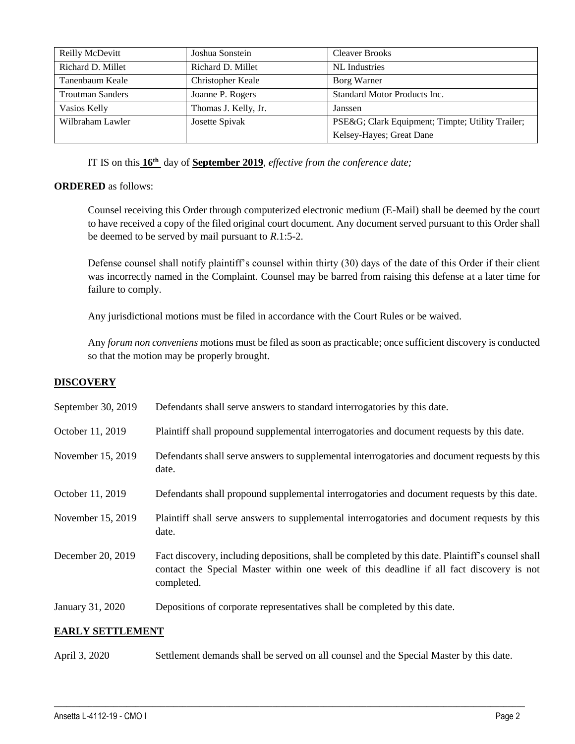| Reilly McDevitt | Joshua Sonstein | Cleaver Brooks |
|---|---|---|
| Richard D. Millet | Richard D. Millet | NL Industries |
| Tanenbaum Keale | Christopher Keale | Borg Warner |
| Troutman Sanders | Joanne P. Rogers | Standard Motor Products Inc. |
| Vasios Kelly | Thomas J. Kelly, Jr. | Janssen |
| Wilbraham Lawler | Josette Spivak | PSE&G; Clark Equipment; Timpte; Utility Trailer; Kelsey-Hayes; Great Dane |

IT IS on this **16th** day of **September 2019**, *effective from the conference date;*

**ORDERED** as follows:

Counsel receiving this Order through computerized electronic medium (E-Mail) shall be deemed by the court to have received a copy of the filed original court document. Any document served pursuant to this Order shall be deemed to be served by mail pursuant to *R*.1:5-2.

Defense counsel shall notify plaintiff's counsel within thirty (30) days of the date of this Order if their client was incorrectly named in the Complaint. Counsel may be barred from raising this defense at a later time for failure to comply.

Any jurisdictional motions must be filed in accordance with the Court Rules or be waived.

Any *forum non conveniens* motions must be filed as soon as practicable; once sufficient discovery is conducted so that the motion may be properly brought.

## DISCOVERY

| | |
|---|---|
| September 30, 2019 | Defendants shall serve answers to standard interrogatories by this date. |
| October 11, 2019 | Plaintiff shall propound supplemental interrogatories and document requests by this date. |
| November 15, 2019 | Defendants shall serve answers to supplemental interrogatories and document requests by this date. |
| October 11, 2019 | Defendants shall propound supplemental interrogatories and document requests by this date. |
| November 15, 2019 | Plaintiff shall serve answers to supplemental interrogatories and document requests by this date. |
| December 20, 2019 | Fact discovery, including depositions, shall be completed by this date. Plaintiff's counsel shall contact the Special Master within one week of this deadline if all fact discovery is not completed. |
| January 31, 2020 | Depositions of corporate representatives shall be completed by this date. |

## EARLY SETTLEMENT

| | |
|---|---|
| April 3, 2020 | Settlement demands shall be served on all counsel and the Special Master by this date. |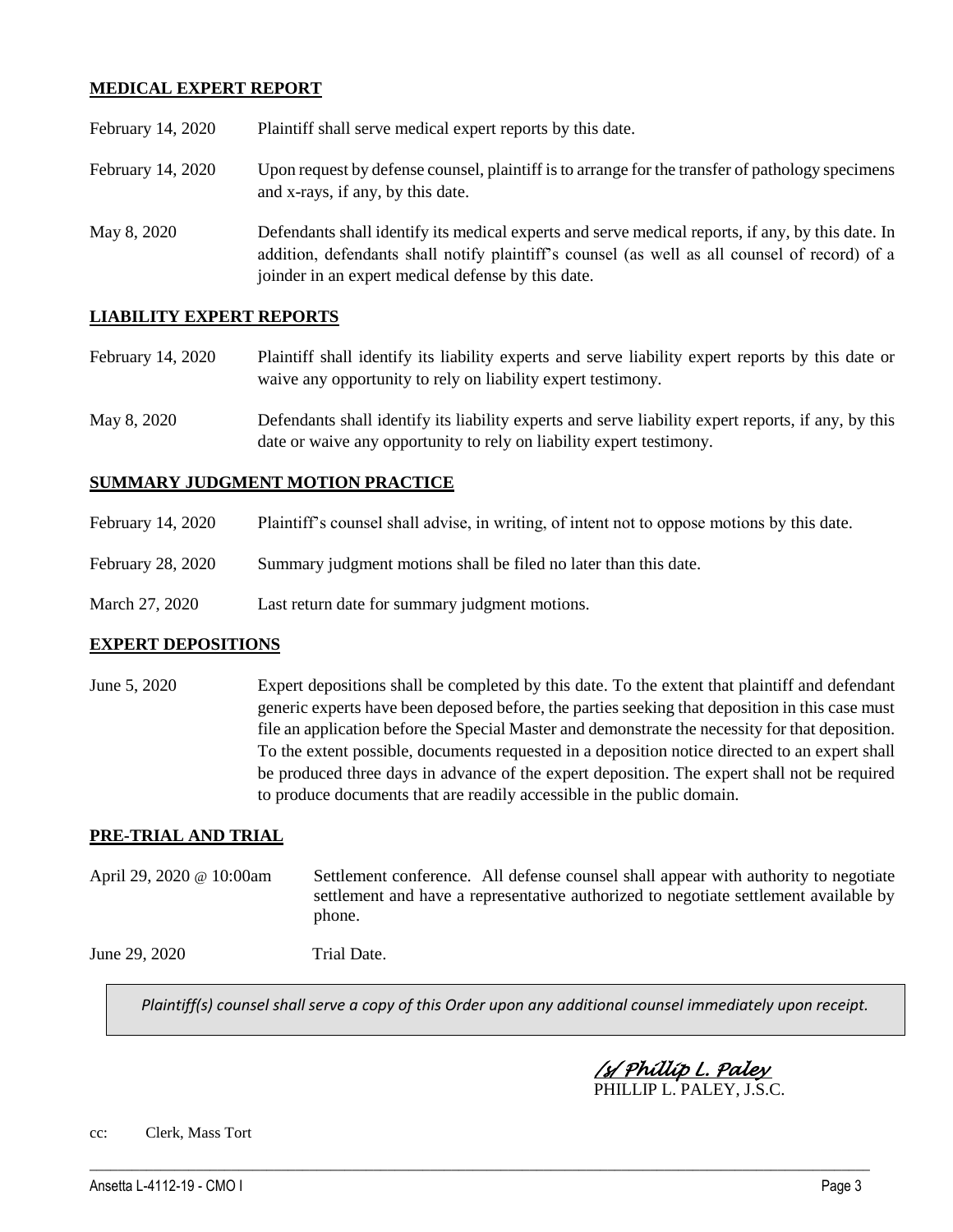**MEDICAL EXPERT REPORT**

| | |
|---|---|
| February 14, 2020 | Plaintiff shall serve medical expert reports by this date. |
| February 14, 2020 | Upon request by defense counsel, plaintiff is to arrange for the transfer of pathology specimens and x-rays, if any, by this date. |
| May 8, 2020 | Defendants shall identify its medical experts and serve medical reports, if any, by this date. In addition, defendants shall notify plaintiff's counsel (as well as all counsel of record) of a joinder in an expert medical defense by this date. |

**LIABILITY EXPERT REPORTS**

| | |
|---|---|
| February 14, 2020 | Plaintiff shall identify its liability experts and serve liability expert reports by this date or waive any opportunity to rely on liability expert testimony. |
| May 8, 2020 | Defendants shall identify its liability experts and serve liability expert reports, if any, by this date or waive any opportunity to rely on liability expert testimony. |

**SUMMARY JUDGMENT MOTION PRACTICE**

| | |
|---|---|
| February 14, 2020 | Plaintiff's counsel shall advise, in writing, of intent not to oppose motions by this date. |
| February 28, 2020 | Summary judgment motions shall be filed no later than this date. |
| March 27, 2020 | Last return date for summary judgment motions. |

**EXPERT DEPOSITIONS**

| | |
|---|---|
| June 5, 2020 | Expert depositions shall be completed by this date. To the extent that plaintiff and defendant generic experts have been deposed before, the parties seeking that deposition in this case must file an application before the Special Master and demonstrate the necessity for that deposition. To the extent possible, documents requested in a deposition notice directed to an expert shall be produced three days in advance of the expert deposition. The expert shall not be required to produce documents that are readily accessible in the public domain. |

**PRE-TRIAL AND TRIAL**

| | |
|---|---|
| April 29, 2020 @ 10:00am | Settlement conference. All defense counsel shall appear with authority to negotiate settlement and have a representative authorized to negotiate settlement available by phone. |
| June 29, 2020 | Trial Date. |

*Plaintiff(s) counsel shall serve a copy of this Order upon any additional counsel immediately upon receipt.*

/s/ Phillip L. Paley
PHILLIP L. PALEY, J.S.C.

cc: Clerk, Mass Tort